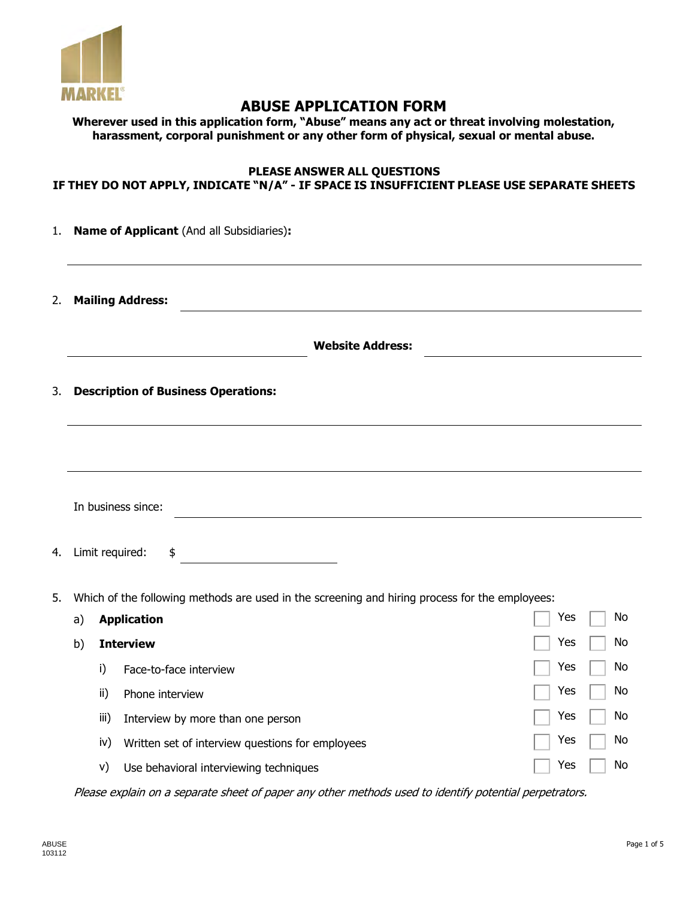MARKEL

# ABUSE APPLICATION FORM

**Wherever used in this application form, "Abuse" means any act or threat involving molestation, harassment, corporal punishment or any other form of physical, sexual or mental abuse.**

**PLEASE ANSWER ALL QUESTIONS**
**IF THEY DO NOT APPLY, INDICATE "N/A" - IF SPACE IS INSUFFICIENT PLEASE USE SEPARATE SHEETS**

1. **Name of Applicant** (And all Subsidiaries)**:** ______________________________

2. **Mailing Address:** ______________________________

   ______________________________ **Website Address:** ______________________________

3. **Description of Business Operations:**

   ______________________________

   ______________________________

   In business since: ______________________________

4. Limit required: $ ______________________________

5. Which of the following methods are used in the screening and hiring process for the employees:

   a) **Application** ☐ Yes ☐ No

   b) **Interview** ☐ Yes ☐ No

      i) Face-to-face interview ☐ Yes ☐ No

      ii) Phone interview ☐ Yes ☐ No

      iii) Interview by more than one person ☐ Yes ☐ No

      iv) Written set of interview questions for employees ☐ Yes ☐ No

      v) Use behavioral interviewing techniques ☐ Yes ☐ No

   *Please explain on a separate sheet of paper any other methods used to identify potential perpetrators.*

ABUSE
103112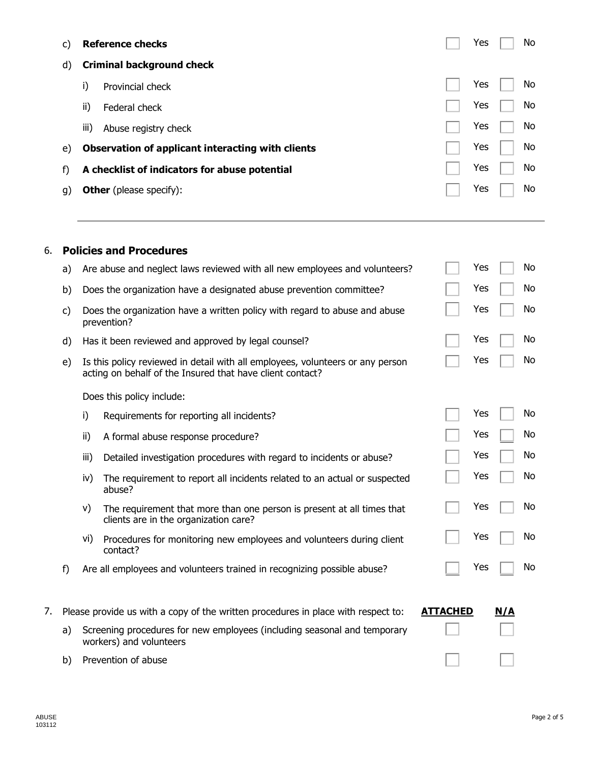c) **Reference checks** ☐ Yes ☐ No

d) **Criminal background check**

- i) Provincial check ☐ Yes ☐ No
- ii) Federal check ☐ Yes ☐ No
- iii) Abuse registry check ☐ Yes ☐ No

e) **Observation of applicant interacting with clients** ☐ Yes ☐ No

f) **A checklist of indicators for abuse potential** ☐ Yes ☐ No

g) **Other** (please specify): ☐ Yes ☐ No

\_\_\_\_\_\_\_\_\_\_\_\_\_\_\_\_\_\_\_\_\_\_\_\_\_\_\_\_\_\_\_\_\_\_\_\_\_\_\_\_\_\_\_\_\_\_\_\_\_\_\_\_\_\_\_\_

6. **Policies and Procedures**

a) Are abuse and neglect laws reviewed with all new employees and volunteers? ☐ Yes ☐ No

b) Does the organization have a designated abuse prevention committee? ☐ Yes ☐ No

c) Does the organization have a written policy with regard to abuse and abuse prevention? ☐ Yes ☐ No

d) Has it been reviewed and approved by legal counsel? ☐ Yes ☐ No

e) Is this policy reviewed in detail with all employees, volunteers or any person acting on behalf of the Insured that have client contact? ☐ Yes ☐ No

Does this policy include:

- i) Requirements for reporting all incidents? ☐ Yes ☐ No
- ii) A formal abuse response procedure? ☐ Yes ☐ No
- iii) Detailed investigation procedures with regard to incidents or abuse? ☐ Yes ☐ No
- iv) The requirement to report all incidents related to an actual or suspected abuse? ☐ Yes ☐ No
- v) The requirement that more than one person is present at all times that clients are in the organization care? ☐ Yes ☐ No
- vi) Procedures for monitoring new employees and volunteers during client contact? ☐ Yes ☐ No

f) Are all employees and volunteers trained in recognizing possible abuse? ☐ Yes ☐ No

7. Please provide us with a copy of the written procedures in place with respect to:

| | **ATTACHED** | **N/A** |
|---|---|---|
| a) Screening procedures for new employees (including seasonal and temporary workers) and volunteers | ☐ | ☐ |
| b) Prevention of abuse | ☐ | ☐ |

ABUSE
103112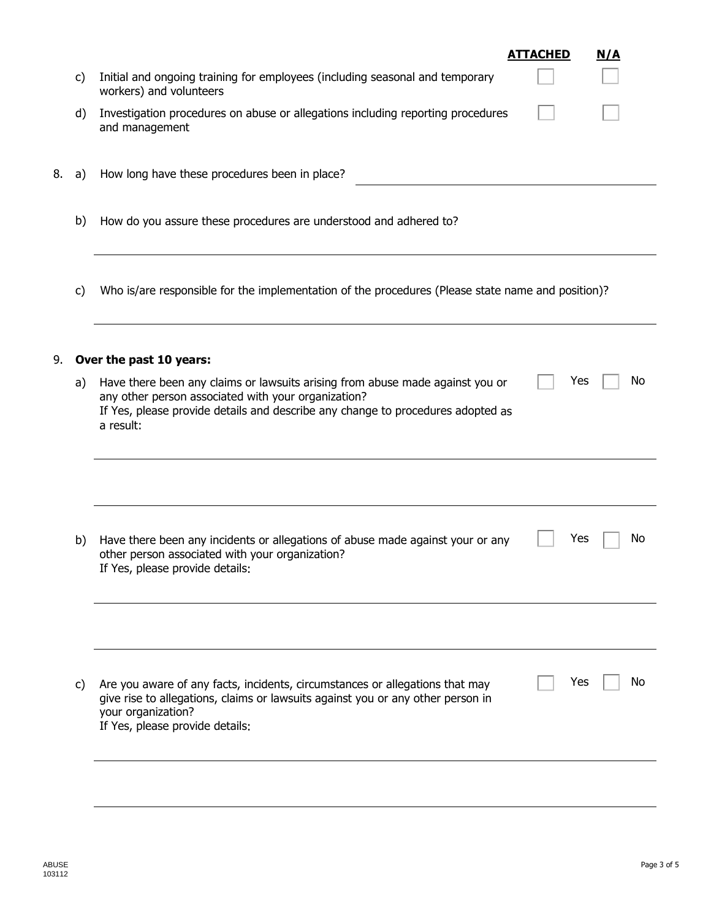| | | ATTACHED | N/A |
|---|---|---|---|
| c) | Initial and ongoing training for employees (including seasonal and temporary workers) and volunteers | ☐ | ☐ |
| d) | Investigation procedures on abuse or allegations including reporting procedures and management | ☐ | ☐ |

8. a) How long have these procedures been in place? ______________________________

   b) How do you assure these procedures are understood and adhered to?

   ______________________________________________________________________

   c) Who is/are responsible for the implementation of the procedures (Please state name and position)?

   ______________________________________________________________________

9. **Over the past 10 years:**

   a) Have there been any claims or lawsuits arising from abuse made against you or any other person associated with your organization? ☐ Yes ☐ No
   If Yes, please provide details and describe any change to procedures adopted as a result:

   ______________________________________________________________________

   ______________________________________________________________________

   b) Have there been any incidents or allegations of abuse made against your or any other person associated with your organization? ☐ Yes ☐ No
   If Yes, please provide details:

   ______________________________________________________________________

   ______________________________________________________________________

   c) Are you aware of any facts, incidents, circumstances or allegations that may give rise to allegations, claims or lawsuits against you or any other person in your organization? ☐ Yes ☐ No
   If Yes, please provide details:

   ______________________________________________________________________

   ______________________________________________________________________

ABUSE
103112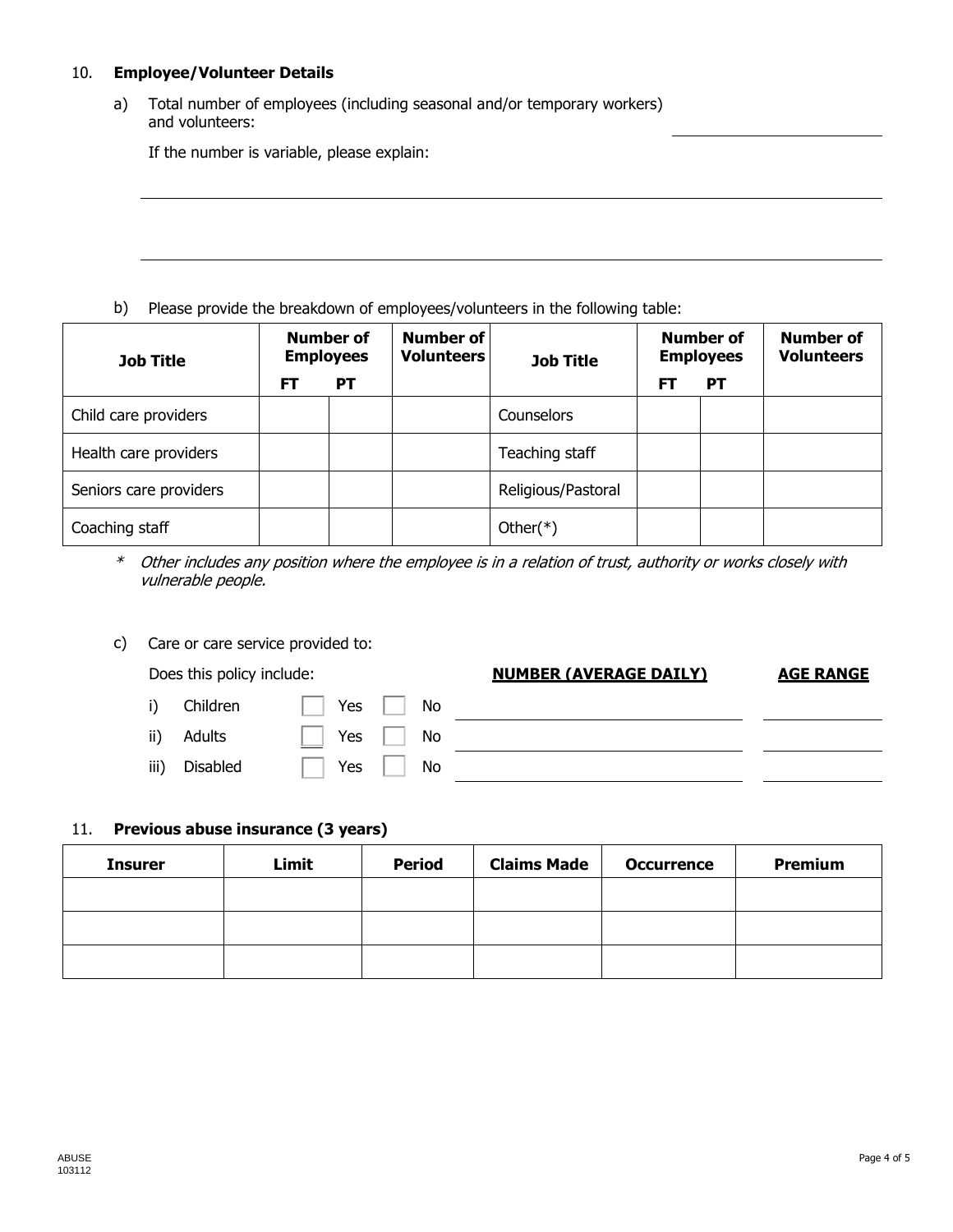## 10. **Employee/Volunteer Details**

a) Total number of employees (including seasonal and/or temporary workers) and volunteers: ____________________

If the number is variable, please explain:

______________________________________________________________________

______________________________________________________________________

b) Please provide the breakdown of employees/volunteers in the following table:

| Job Title | Number of Employees | | Number of Volunteers | Job Title | Number of Employees | | Number of Volunteers |
|---|---|---|---|---|---|---|---|
| | FT | PT | | | FT | PT | |
| Child care providers | | | | Counselors | | | |
| Health care providers | | | | Teaching staff | | | |
| Seniors care providers | | | | Religious/Pastoral | | | |
| Coaching staff | | | | Other(*) | | | |

\* *Other includes any position where the employee is in a relation of trust, authority or works closely with vulnerable people.*

c) Care or care service provided to:

| Does this policy include: | | | **NUMBER (AVERAGE DAILY)** | **AGE RANGE** |
|---|---|---|---|---|
| i) Children | ☐ Yes | ☐ No | | |
| ii) Adults | ☐ Yes | ☐ No | | |
| iii) Disabled | ☐ Yes | ☐ No | | |

## 11. **Previous abuse insurance (3 years)**

| Insurer | Limit | Period | Claims Made | Occurrence | Premium |
|---|---|---|---|---|---|
| | | | | | |
| | | | | | |
| | | | | | |

ABUSE
103112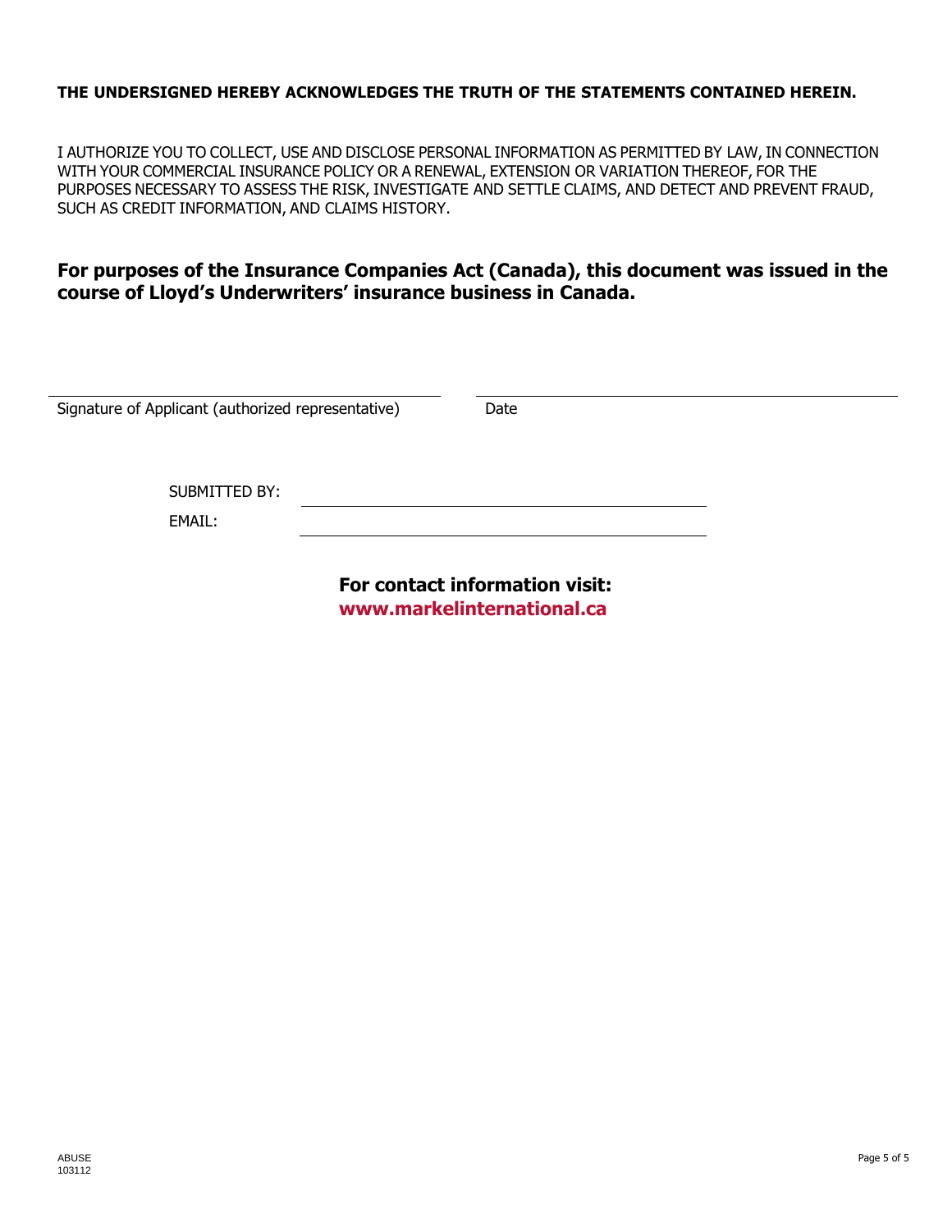**THE UNDERSIGNED HEREBY ACKNOWLEDGES THE TRUTH OF THE STATEMENTS CONTAINED HEREIN.**

I AUTHORIZE YOU TO COLLECT, USE AND DISCLOSE PERSONAL INFORMATION AS PERMITTED BY LAW, IN CONNECTION WITH YOUR COMMERCIAL INSURANCE POLICY OR A RENEWAL, EXTENSION OR VARIATION THEREOF, FOR THE PURPOSES NECESSARY TO ASSESS THE RISK, INVESTIGATE AND SETTLE CLAIMS, AND DETECT AND PREVENT FRAUD, SUCH AS CREDIT INFORMATION, AND CLAIMS HISTORY.

**For purposes of the Insurance Companies Act (Canada), this document was issued in the course of Lloyd's Underwriters' insurance business in Canada.**

\_\_\_\_\_\_\_\_\_\_\_\_\_\_\_\_\_\_\_\_\_\_\_\_\_\_\_\_\_\_\_\_\_\_\_\_\_\_\_\_ \_\_\_\_\_\_\_\_\_\_\_\_\_\_\_\_\_\_\_\_\_\_\_\_\_\_\_\_\_\_\_\_\_\_\_\_\_\_\_\_

Signature of Applicant (authorized representative) Date

SUBMITTED BY: \_\_\_\_\_\_\_\_\_\_\_\_\_\_\_\_\_\_\_\_\_\_\_\_\_\_\_\_\_\_\_\_\_\_\_\_\_\_\_\_

EMAIL: \_\_\_\_\_\_\_\_\_\_\_\_\_\_\_\_\_\_\_\_\_\_\_\_\_\_\_\_\_\_\_\_\_\_\_\_\_\_\_\_

**For contact information visit:**
**www.markelinternational.ca**

ABUSE
103112